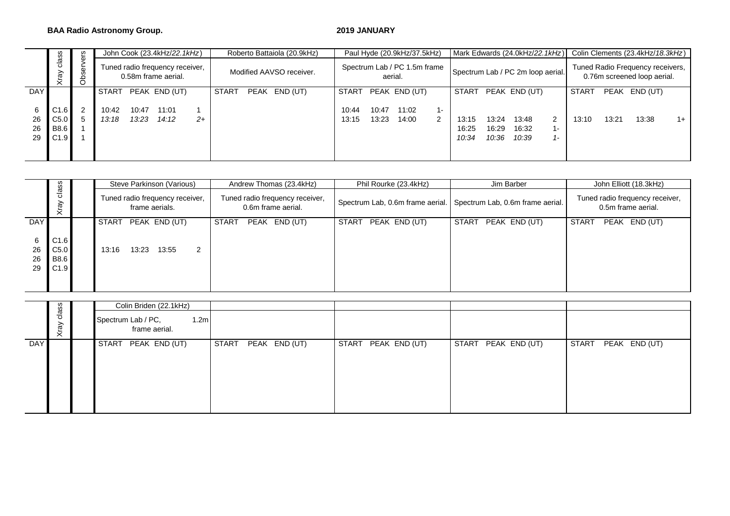**BAA Radio Astronomy Group.** **2019 JANUARY**

| DAY | Xray class | Observers | John Cook (23.4kHz/*22.1kHz*)<br>Tuned radio frequency receiver, 0.58m frame aerial.<br>START PEAK END (UT) | Roberto Battaiola (20.9kHz)<br>Modified AAVSO receiver.<br>START PEAK END (UT) | Paul Hyde (20.9kHz/37.5kHz)<br>Spectrum Lab / PC 1.5m frame aerial.<br>START PEAK END (UT) | Mark Edwards (24.0kHz/*22.1kHz*)<br>Spectrum Lab / PC 2m loop aerial.<br>START PEAK END (UT) | Colin Clements (23.4kHz/*18.3kHz*)<br>Tuned Radio Frequency receivers, 0.76m screened loop aerial.<br>START PEAK END (UT) |
|---|---|---|---|---|---|---|---|
| 6 | C1.6 | 2 | 10:42 10:47 11:01 1 | | 10:44 10:47 11:02 1- | | |
| 26 | C5.0 | 5 | *13:18 13:23 14:12 2+* | | 13:15 13:23 14:00 2 | 13:15 13:24 13:48 2 | 13:10 13:21 13:38 1+ |
| 26 | B8.6 | 1 | | | | 16:25 16:29 16:32 1- | |
| 29 | C1.9 | 1 | | | | *10:34 10:36 10:39 1-* | |

| DAY | Xray class | Steve Parkinson (Various)<br>Tuned radio frequency receiver, frame aerials.<br>START PEAK END (UT) | Andrew Thomas (23.4kHz)<br>Tuned radio frequency receiver, 0.6m frame aerial.<br>START PEAK END (UT) | Phil Rourke (23.4kHz)<br>Spectrum Lab, 0.6m frame aerial.<br>START PEAK END (UT) | Jim Barber<br>Spectrum Lab, 0.6m frame aerial.<br>START PEAK END (UT) | John Elliott (18.3kHz)<br>Tuned radio frequency receiver, 0.5m frame aerial.<br>START PEAK END (UT) |
|---|---|---|---|---|---|---|
| 6 | C1.6 | | | | | |
| 26 | C5.0 | 13:16 13:23 13:55 2 | | | | |
| 26 | B8.6 | | | | | |
| 29 | C1.9 | | | | | |

| DAY | Xray class | Colin Briden (22.1kHz)<br>Spectrum Lab / PC, 1.2m frame aerial.<br>START PEAK END (UT) | START PEAK END (UT) | START PEAK END (UT) | START PEAK END (UT) | START PEAK END (UT) |
|---|---|---|---|---|---|---|
| | | | | | | |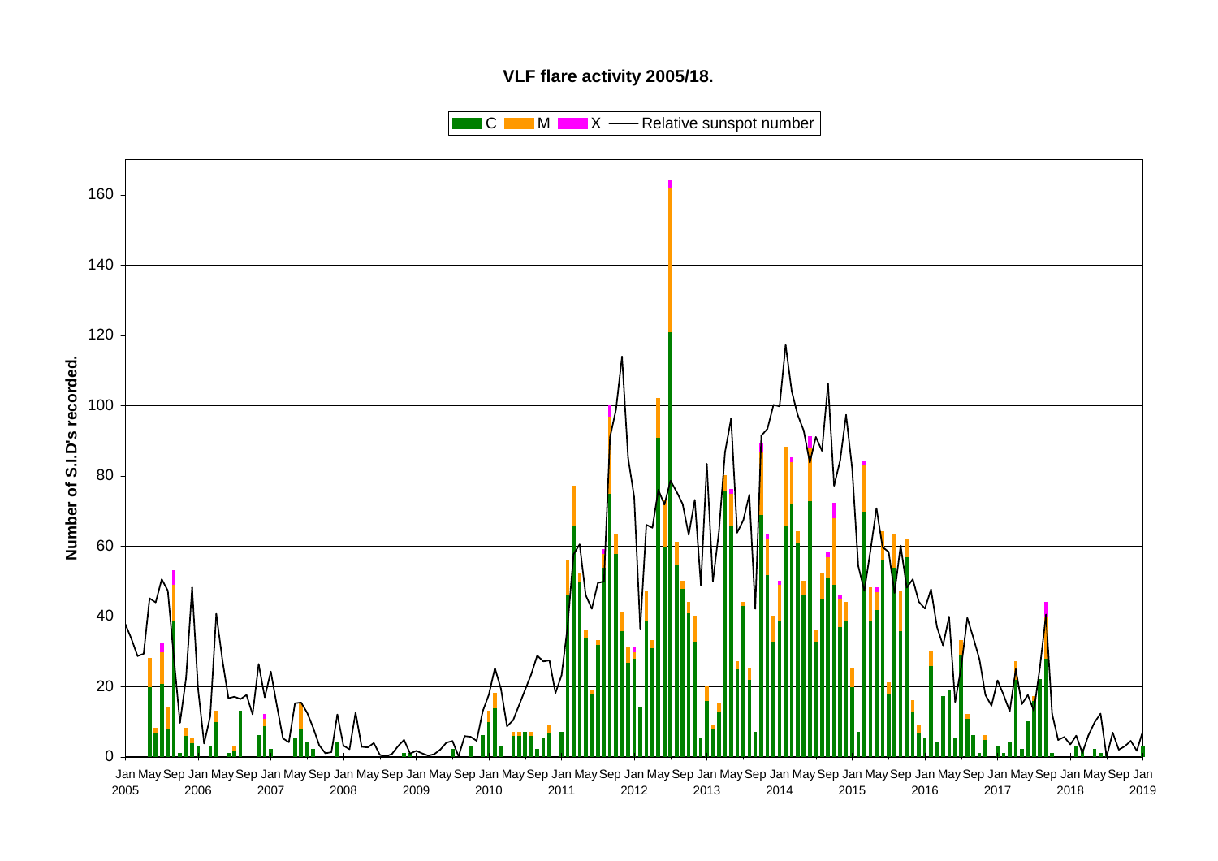**VLF flare activity 2005/18.**

C M X — Relative sunspot number

Number of S.I.D's recorded.

Jan 2005 May Sep Jan 2006 May Sep Jan 2007 May Sep Jan 2008 May Sep Jan 2009 May Sep Jan 2010 May Sep Jan 2011 May Sep Jan 2012 May Sep Jan 2013 May Sep Jan 2014 May Sep Jan 2015 May Sep Jan 2016 May Sep Jan 2017 May Sep Jan 2018 May Sep Jan 2019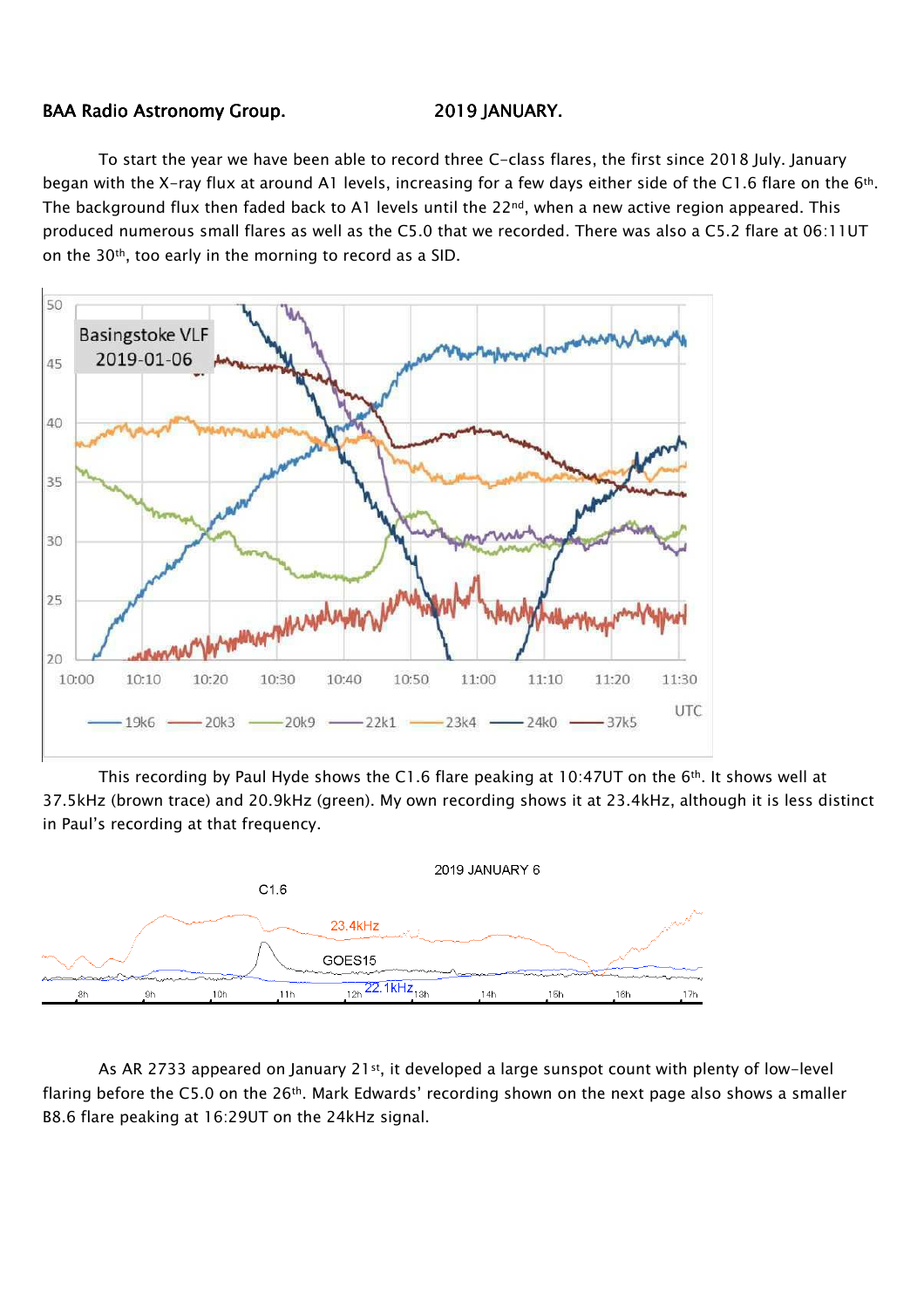**BAA Radio Astronomy Group.** **2019 JANUARY.**

To start the year we have been able to record three C-class flares, the first since 2018 July. January began with the X-ray flux at around A1 levels, increasing for a few days either side of the C1.6 flare on the 6th. The background flux then faded back to A1 levels until the 22nd, when a new active region appeared. This produced numerous small flares as well as the C5.0 that we recorded. There was also a C5.2 flare at 06:11UT on the 30th, too early in the morning to record as a SID.

This recording by Paul Hyde shows the C1.6 flare peaking at 10:47UT on the 6th. It shows well at 37.5kHz (brown trace) and 20.9kHz (green). My own recording shows it at 23.4kHz, although it is less distinct in Paul's recording at that frequency.

As AR 2733 appeared on January 21st, it developed a large sunspot count with plenty of low-level flaring before the C5.0 on the 26th. Mark Edwards' recording shown on the next page also shows a smaller B8.6 flare peaking at 16:29UT on the 24kHz signal.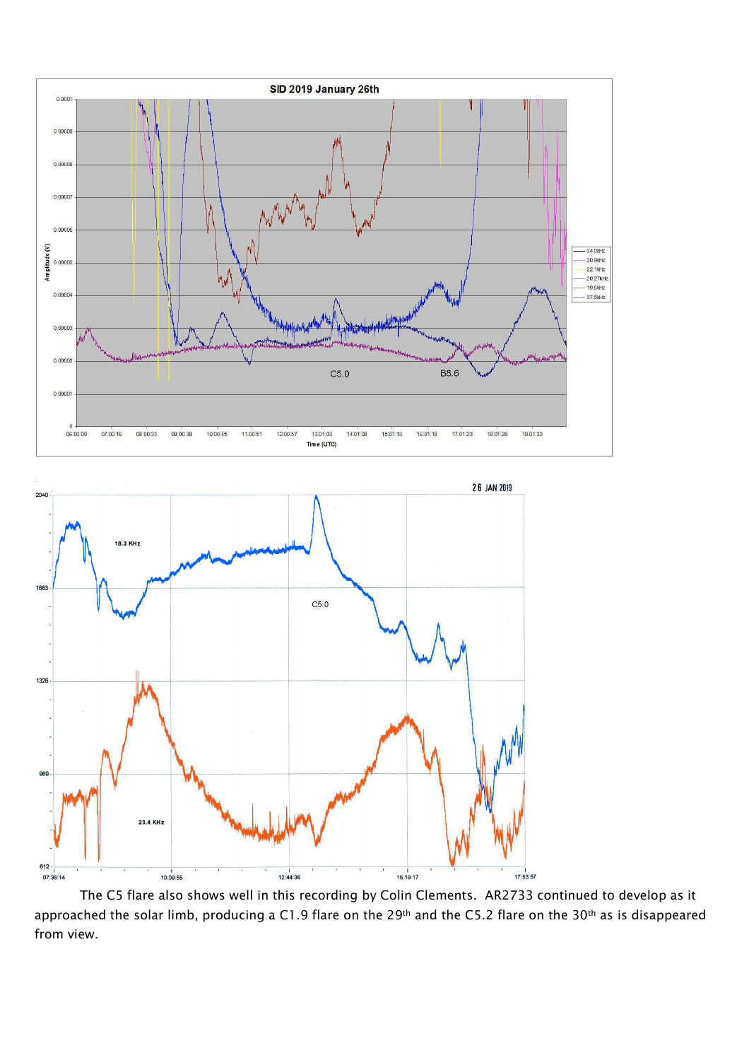The C5 flare also shows well in this recording by Colin Clements. AR2733 continued to develop as it approached the solar limb, producing a C1.9 flare on the 29th and the C5.2 flare on the 30th as is disappeared from view.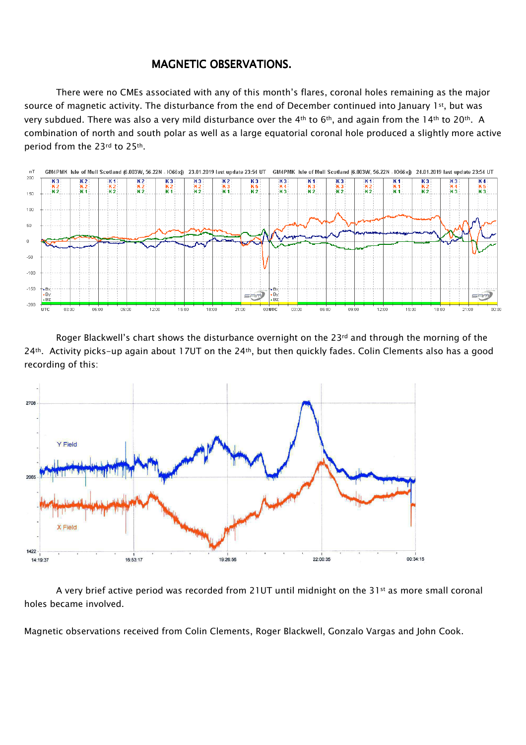# MAGNETIC OBSERVATIONS.

There were no CMEs associated with any of this month's flares, coronal holes remaining as the major source of magnetic activity. The disturbance from the end of December continued into January 1st, but was very subdued. There was also a very mild disturbance over the 4th to 6th, and again from the 14th to 20th. A combination of north and south polar as well as a large equatorial coronal hole produced a slightly more active period from the 23rd to 25th.

Roger Blackwell's chart shows the disturbance overnight on the 23rd and through the morning of the 24th. Activity picks-up again about 17UT on the 24th, but then quickly fades. Colin Clements also has a good recording of this:

A very brief active period was recorded from 21UT until midnight on the 31st as more small coronal holes became involved.

Magnetic observations received from Colin Clements, Roger Blackwell, Gonzalo Vargas and John Cook.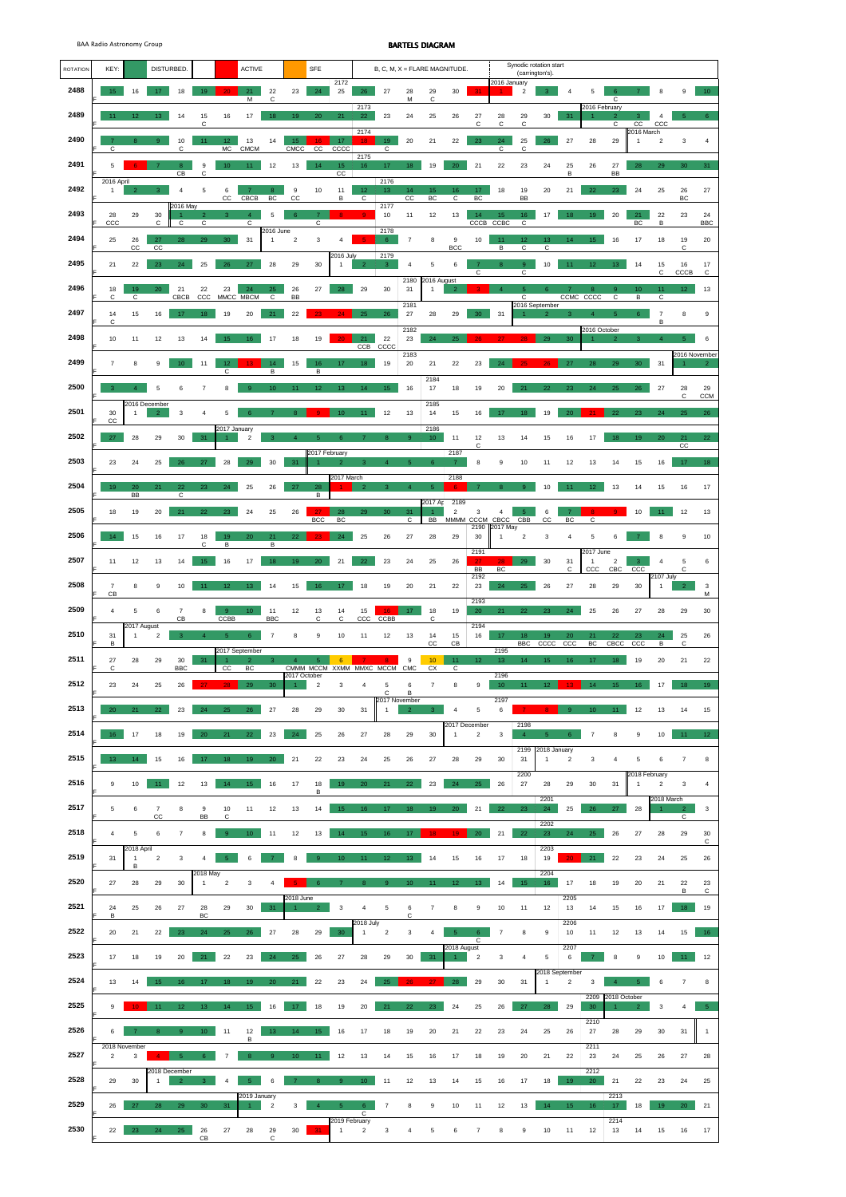BAA Radio Astronomy Group

# BARTELS DIAGRAM

KEY: DISTURBED. ACTIVE SFE B, C, M, X = FLARE MAGNITUDE. Synodic rotation start (carrington's).

| ROTATION | | | | | | | | | | | | | | | | | | | | | | | | | | | |
|---|---|---|---|---|---|---|---|---|---|---|---|---|---|---|---|---|---|---|---|---|---|---|---|---|---|---|---|
| 2488 | 15 | 16 | 17 | 18 | 19 | 20 | 21 M | 22 C | 23 | 24 | 2172 25 | 26 | 27 | 28 M | 29 C | 30 | 31 | 2016 January 1 | 2 | 3 | 4 | 5 | 6 C | 7 | 8 | 9 | 10 |
| 2489 | 11 | 12 | 13 | 14 | 15 C | 16 | 17 | 18 | 19 | 20 | 21 | 2173 22 | 23 | 24 | 25 | 26 | 27 C | 28 C | 29 C | 30 | 31 | 2016 February 1 | 2 C | 3 CC | 4 CCC | 5 | 6 |
| 2490 | 7 C | 8 | 9 | 10 C | 11 | 12 MC | 13 CMCM | 14 | 15 CMCC | 16 CC | 17 CCCC | 2174 18 | 19 C | 20 | 21 | 22 | 23 | 24 C | 25 C | 26 | 27 | 28 | 29 | 2016 March 1 | 2 | 3 | 4 |
| 2491 | 5 | 6 | 7 | 8 CB | 9 C | 10 | 11 | 12 | 13 | 14 | 15 CC | 2175 16 | 17 | 18 | 19 | 20 | 21 | 22 | 23 | 24 | 25 B | 26 | 27 BB | 28 | 29 | 30 | 31 |
| 2492 | 2016 April 1 | 2 | 3 | 4 | 5 | 6 CC | 7 CBCB | 8 BC | 9 CC | 10 | 11 B | 12 C | 2176 13 | 14 CC | 15 BC | 16 C | 17 BC | 18 | 19 BB | 20 | 21 | 22 | 23 | 24 | 25 | 26 BC | 27 |
| 2493 | 28 CCC | 29 | 30 C | 2016 May 1 C | 2 C | 3 | 4 C | 5 | 6 | 7 C | 8 | 9 | 2177 10 | 11 | 12 | 13 | 14 CCCB | 15 CCBC | 16 C | 17 | 18 | 19 | 20 | 21 BC | 22 B | 23 | 24 BBC |
| 2494 | 25 | 26 CC | 27 CC | 28 | 29 | 30 | 31 | 2016 June 1 | 2 | 3 | 4 | 5 | 2178 6 | 7 | 8 | 9 BCC | 10 | 11 B | 12 C | 13 C | 14 | 15 | 16 | 17 | 18 | 19 C | 20 |
| 2495 | 21 | 22 | 23 | 24 | 25 | 26 | 27 | 28 | 29 | 30 | 2016 July 1 | 2 | 2179 3 | 4 | 5 | 6 | 7 C | 8 | 9 C | 10 | 11 | 12 | 13 | 14 | 15 C | 16 CCCB | 17 C |
| 2496 | 18 C | 19 C | 20 | 21 CBCB | 22 CCC | 23 MMCC | 24 MBCM | 25 C | 26 BB | 27 | 28 | 29 | 30 | 2180 31 | 2016 August 1 | 2 | 3 | 4 | 5 C | 6 | 7 CCMC | 8 CCCC | 9 | 10 B | 11 C | 12 | 13 |
| 2497 | 14 C | 15 | 16 | 17 | 18 | 19 | 20 | 21 | 22 | 23 | 24 | 25 | 26 | 2181 27 | 28 | 29 | 30 | 31 | 2016 September 1 | 2 | 3 | 4 | 5 | 6 | 7 B | 8 | 9 |
| 2498 | 10 | 11 | 12 | 13 | 14 | 15 | 16 | 17 | 18 | 19 | 20 | 21 CCB | 22 CCCC | 2182 23 | 24 | 25 | 26 | 27 | 28 | 29 | 30 | 2016 October 1 | 2 | 3 | 4 | 5 | 6 |
| 2499 | 7 | 8 | 9 | 10 | 11 | 12 C | 13 | 14 B | 15 | 16 B | 17 | 18 | 19 | 2183 20 | 21 | 22 | 23 | 24 | 25 | 26 | 27 | 28 | 29 | 30 | 31 | 2016 November 1 | 2 |
| 2500 | 3 | 4 | 5 | 6 | 7 | 8 | 9 | 10 | 11 | 12 | 13 | 14 | 15 | 16 | 2184 17 | 18 | 19 | 20 | 21 | 22 | 23 | 24 | 25 | 26 | 27 | 28 C | 29 CCM |
| 2501 | 30 CC | 2016 December 1 | 2 | 3 | 4 | 5 | 6 | 7 | 8 | 9 | 10 | 11 | 12 | 13 | 2185 14 | 15 | 16 | 17 | 18 | 19 | 20 | 21 | 22 | 23 | 24 | 25 | 26 |
| 2502 | 27 | 28 | 29 | 30 | 31 | 2017 January 1 | 2 | 3 | 4 | 5 | 6 | 7 | 8 | 9 | 2186 10 | 11 | 12 C | 13 | 14 | 15 | 16 | 17 | 18 | 19 | 20 | 21 CC | 22 |
| 2503 | 23 | 24 | 25 | 26 | 27 | 28 | 29 | 30 | 31 | 2017 February 1 | 2 | 3 | 4 | 5 | 6 | 2187 7 | 8 | 9 | 10 | 11 | 12 | 13 | 14 | 15 | 16 | 17 | 18 |
| 2504 | 19 | 20 BB | 21 | 22 C | 23 | 24 | 25 | 26 | 27 | 28 B | 2017 March 1 | 2 | 3 | 4 | 5 | 2188 6 | 7 | 8 | 9 | 10 | 11 | 12 | 13 | 14 | 15 | 16 | 17 |
| 2505 | 18 | 19 | 20 | 21 | 22 | 23 | 24 | 25 | 26 | 27 BCC | 28 BC | 29 | 30 | 31 C | 2017 Ap 1 BB | 2189 2 MMMM | 3 CCCM | 4 CBCC | 5 CBB | 6 CC | 7 BC | 8 C | 9 | 10 | 11 | 12 | 13 |
| 2506 | 14 | 15 | 16 | 17 | 18 C | 19 B | 20 | 21 B | 22 | 23 | 24 | 25 | 26 | 27 | 28 | 2190 29 | 30 | 2017 May 1 | 2 | 3 | 4 | 5 | 6 | 7 | 8 | 9 | 10 |
| 2507 | 11 | 12 | 13 | 14 | 15 | 16 | 17 | 18 | 19 | 20 | 21 | 22 | 23 | 24 | 25 | 2191 26 | 27 BB | 28 BC | 29 | 30 | 31 C | 2017 June 1 CCC | 2 CBC | 3 CCC | 4 | 5 C | 6 |
| 2508 | 7 CB | 8 | 9 | 10 | 11 | 12 | 13 | 14 | 15 | 16 | 17 | 18 | 19 | 20 | 21 | 22 | 2192 23 | 24 | 25 | 26 | 27 | 28 | 29 | 30 | 2017 July 1 | 2 | 3 M |
| 2509 | 4 | 5 | 6 | 7 CB | 8 | 9 CCBB | 10 | 11 BBC | 12 | 13 C | 14 C | 15 CCC | 16 CCBB | 17 | 18 C | 19 | 2193 20 | 21 | 22 | 23 | 24 | 25 | 26 | 27 | 28 | 29 | 30 |
| 2510 | 31 B | 2017 August 1 | 2 | 3 | 4 | 5 | 6 | 7 | 8 | 9 | 10 | 11 | 12 | 13 | 14 CC | 15 CB | 2194 16 | 17 | 18 BBC | 19 CCCC | 20 CCC | 21 BC | 22 CBCC | 23 CCC | 24 B | 25 C | 26 |
| 2511 | 27 C | 28 | 29 | 30 BBC | 31 | 2017 September 1 CC | 2 BC | 3 | 4 CMMM | 5 MCCM | 6 XXMM | 7 MMXC | 8 MCCM | 9 CMC | 10 CX | 11 C | 12 | 2195 13 | 14 | 15 | 16 | 17 | 18 | 19 | 20 | 21 | 22 |
| 2512 | 23 | 24 | 25 | 26 | 27 | 28 | 29 | 30 | 2017 October 1 | 2 | 3 | 4 | 5 C | 6 B | 7 | 8 | 9 | 2196 10 | 11 | 12 | 13 | 14 | 15 | 16 | 17 | 18 | 19 |
| 2513 | 20 | 21 | 22 | 23 | 24 | 25 | 26 | 27 | 28 | 29 | 30 | 31 | 2017 November 1 | 2 | 3 | 4 | 5 | 2197 6 | 7 | 8 | 9 | 10 | 11 | 12 | 13 | 14 | 15 |
| 2514 | 16 | 17 | 18 | 19 | 20 | 21 | 22 | 23 | 24 | 25 | 26 | 27 | 28 | 29 | 30 | 2017 December 1 | 2 | 3 | 2198 4 | 5 | 6 | 7 | 8 | 9 | 10 | 11 | 12 |
| 2515 | 13 | 14 | 15 | 16 | 17 | 18 | 19 | 20 | 21 | 22 | 23 | 24 | 25 | 26 | 27 | 28 | 29 | 30 | 2199 31 | 2018 January 1 | 2 | 3 | 4 | 5 | 6 | 7 | 8 |
| 2516 | 9 | 10 | 11 | 12 | 13 | 14 | 15 | 16 | 17 | 18 B | 19 | 20 | 21 | 22 | 23 | 24 | 25 | 26 | 2200 27 | 28 | 29 | 30 | 31 | 2018 February 1 | 2 | 3 | 4 |
| 2517 | 5 | 6 | 7 CC | 8 | 9 BB | 10 C | 11 | 12 | 13 | 14 | 15 | 16 | 17 | 18 | 19 | 20 | 21 | 22 | 23 | 2201 24 | 25 | 26 | 27 | 28 | 2018 March 1 | 2 C | 3 |
| 2518 | 4 | 5 | 6 | 7 | 8 | 9 | 10 | 11 | 12 | 13 | 14 | 15 | 16 | 17 | 18 | 19 | 20 | 21 | 22 | 2202 23 | 24 | 25 | 26 | 27 | 28 | 29 | 30 C |
| 2519 | 31 | 2018 April 1 B | 2 | 3 | 4 | 5 | 6 | 7 | 8 | 9 | 10 | 11 | 12 | 13 | 14 | 15 | 16 | 17 | 18 | 2203 19 | 20 | 21 | 22 | 23 | 24 | 25 | 26 |
| 2520 | 27 | 28 | 29 | 30 | 2018 May 1 | 2 | 3 | 4 | 5 | 6 | 7 | 8 | 9 | 10 | 11 | 12 | 13 | 14 | 15 | 2204 16 | 17 | 18 | 19 | 20 | 21 | 22 B | 23 C |
| 2521 | 24 B | 25 | 26 | 27 | 28 BC | 29 | 30 | 31 | 2018 June 1 | 2 | 3 | 4 | 5 | 6 C | 7 | 8 | 9 | 10 | 11 | 12 | 2205 13 | 14 | 15 | 16 | 17 | 18 | 19 |
| 2522 | 20 | 21 | 22 | 23 | 24 | 25 | 26 | 27 | 28 | 29 | 30 | 2018 July 1 | 2 | 3 | 4 | 5 | 6 C | 7 | 8 | 9 | 2206 10 | 11 | 12 | 13 | 14 | 15 | 16 |
| 2523 | 17 | 18 | 19 | 20 | 21 | 22 | 23 | 24 | 25 | 26 | 27 | 28 | 29 | 30 | 31 | 2018 August 1 | 2 | 3 | 4 | 5 | 2207 6 | 7 | 8 | 9 | 10 | 11 | 12 |
| 2524 | 13 | 14 | 15 | 16 | 17 | 18 | 19 | 20 | 21 | 22 | 23 | 24 | 25 | 26 | 27 | 28 | 29 | 30 | 31 | 2018 September 1 | 2 | 3 | 4 | 5 | 6 | 7 | 8 |
| 2525 | 9 | 10 | 11 | 12 | 13 | 14 | 15 | 16 | 17 | 18 | 19 | 20 | 21 | 22 | 23 | 24 | 25 | 26 | 27 | 28 | 29 | 2209 30 | 2018 October 1 | 2 | 3 | 4 | 5 |
| 2526 | 6 | 7 | 8 | 9 | 10 | 11 | 12 B | 13 | 14 | 15 | 16 | 17 | 18 | 19 | 20 | 21 | 22 | 23 | 24 | 25 | 26 | 2210 27 | 28 | 29 | 30 | 31 | 1 |
| 2527 | 2018 November 2 | 3 | 4 | 5 | 6 | 7 | 8 | 9 | 10 | 11 | 12 | 13 | 14 | 15 | 16 | 17 | 18 | 19 | 20 | 21 | 22 | 2211 23 | 24 | 25 | 26 | 27 | 28 |
| 2528 | 29 | 30 | 2018 December 1 | 2 | 3 | 4 | 5 | 6 | 7 | 8 | 9 | 10 | 11 | 12 | 13 | 14 | 15 | 16 | 17 | 18 | 19 | 2212 20 | 21 | 22 | 23 | 24 | 25 |
| 2529 | 26 | 27 | 28 | 29 | 30 | 31 | 2019 January 1 | 2 | 3 | 4 | 5 | 6 C | 7 | 8 | 9 | 10 | 11 | 12 | 13 | 14 | 15 | 16 | 2213 17 | 18 | 19 | 20 | 21 |
| 2530 | 22 | 23 | 24 | 25 | 26 CB | 27 | 28 | 29 C | 30 | 31 | 2019 February 1 | 2 | 3 | 4 | 5 | 6 | 7 | 8 | 9 | 10 | 11 | 12 | 2214 13 | 14 | 15 | 16 | 17 |